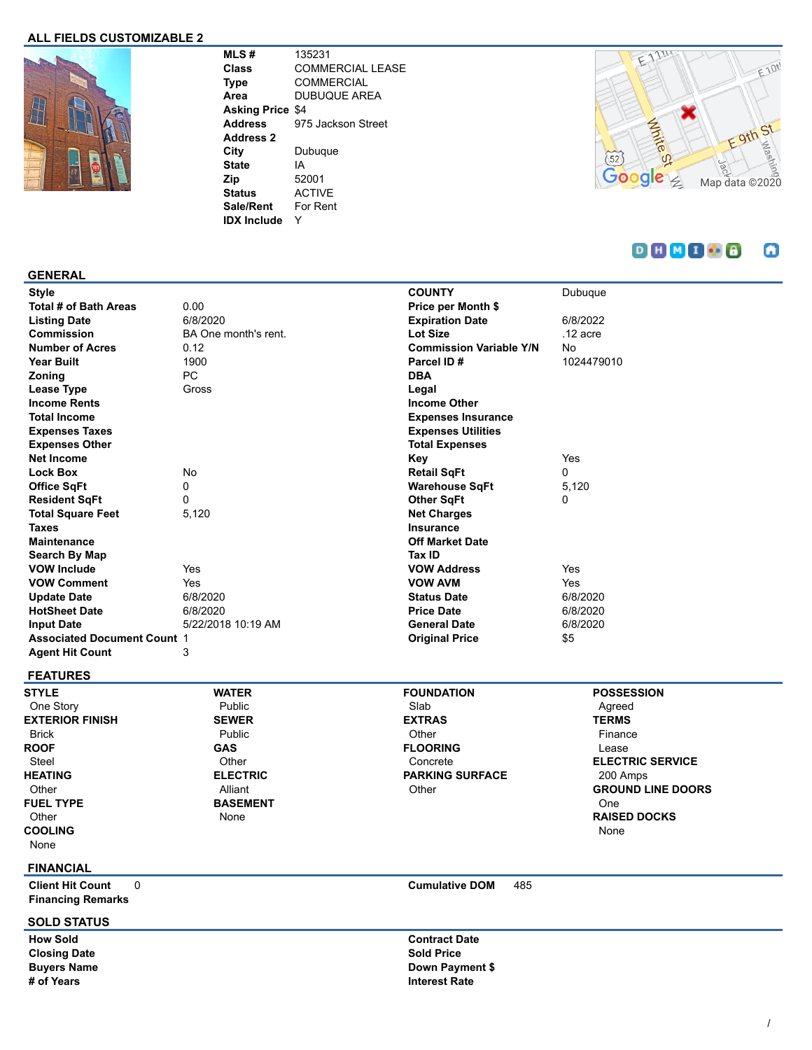## ALL FIELDS CUSTOMIZABLE 2

| | |
|---|---|
| **MLS #** | 135231 |
| **Class** | COMMERCIAL LEASE |
| **Type** | COMMERCIAL |
| **Area** | DUBUQUE AREA |
| **Asking Price** | $4 |
| **Address** | 975 Jackson Street |
| **Address 2** | |
| **City** | Dubuque |
| **State** | IA |
| **Zip** | 52001 |
| **Status** | ACTIVE |
| **Sale/Rent** | For Rent |
| **IDX Include** | Y |

## GENERAL

| | | | |
|---|---|---|---|
| **Style** | | **COUNTY** | Dubuque |
| **Total # of Bath Areas** | 0.00 | **Price per Month $** | |
| **Listing Date** | 6/8/2020 | **Expiration Date** | 6/8/2022 |
| **Commission** | BA One month's rent. | **Lot Size** | .12 acre |
| **Number of Acres** | 0.12 | **Commission Variable Y/N** | No |
| **Year Built** | 1900 | **Parcel ID #** | 1024479010 |
| **Zoning** | PC | **DBA** | |
| **Lease Type** | Gross | **Legal** | |
| **Income Rents** | | **Income Other** | |
| **Total Income** | | **Expenses Insurance** | |
| **Expenses Taxes** | | **Expenses Utilities** | |
| **Expenses Other** | | **Total Expenses** | |
| **Net Income** | | **Key** | Yes |
| **Lock Box** | No | **Retail SqFt** | 0 |
| **Office SqFt** | 0 | **Warehouse SqFt** | 5,120 |
| **Resident SqFt** | 0 | **Other SqFt** | 0 |
| **Total Square Feet** | 5,120 | **Net Charges** | |
| **Taxes** | | **Insurance** | |
| **Maintenance** | | **Off Market Date** | |
| **Search By Map** | | **Tax ID** | |
| **VOW Include** | Yes | **VOW Address** | Yes |
| **VOW Comment** | Yes | **VOW AVM** | Yes |
| **Update Date** | 6/8/2020 | **Status Date** | 6/8/2020 |
| **HotSheet Date** | 6/8/2020 | **Price Date** | 6/8/2020 |
| **Input Date** | 5/22/2018 10:19 AM | **General Date** | 6/8/2020 |
| **Associated Document Count** | 1 | **Original Price** | $5 |
| **Agent Hit Count** | 3 | | |

## FEATURES

**STYLE**
One Story

**EXTERIOR FINISH**
Brick

**ROOF**
Steel

**HEATING**
Other

**FUEL TYPE**
Other

**COOLING**
None

**WATER**
Public

**SEWER**
Public

**GAS**
Other

**ELECTRIC**
Alliant

**BASEMENT**
None

**FOUNDATION**
Slab

**EXTRAS**
Other

**FLOORING**
Concrete

**PARKING SURFACE**
Other

**POSSESSION**
Agreed

**TERMS**
Finance
Lease

**ELECTRIC SERVICE**
200 Amps

**GROUND LINE DOORS**
One

**RAISED DOCKS**
None

## FINANCIAL

| | | | |
|---|---|---|---|
| **Client Hit Count** | 0 | **Cumulative DOM** | 485 |
| **Financing Remarks** | | | |

## SOLD STATUS

| | | | |
|---|---|---|---|
| **How Sold** | | **Contract Date** | |
| **Closing Date** | | **Sold Price** | |
| **Buyers Name** | | **Down Payment $** | |
| **# of Years** | | **Interest Rate** | |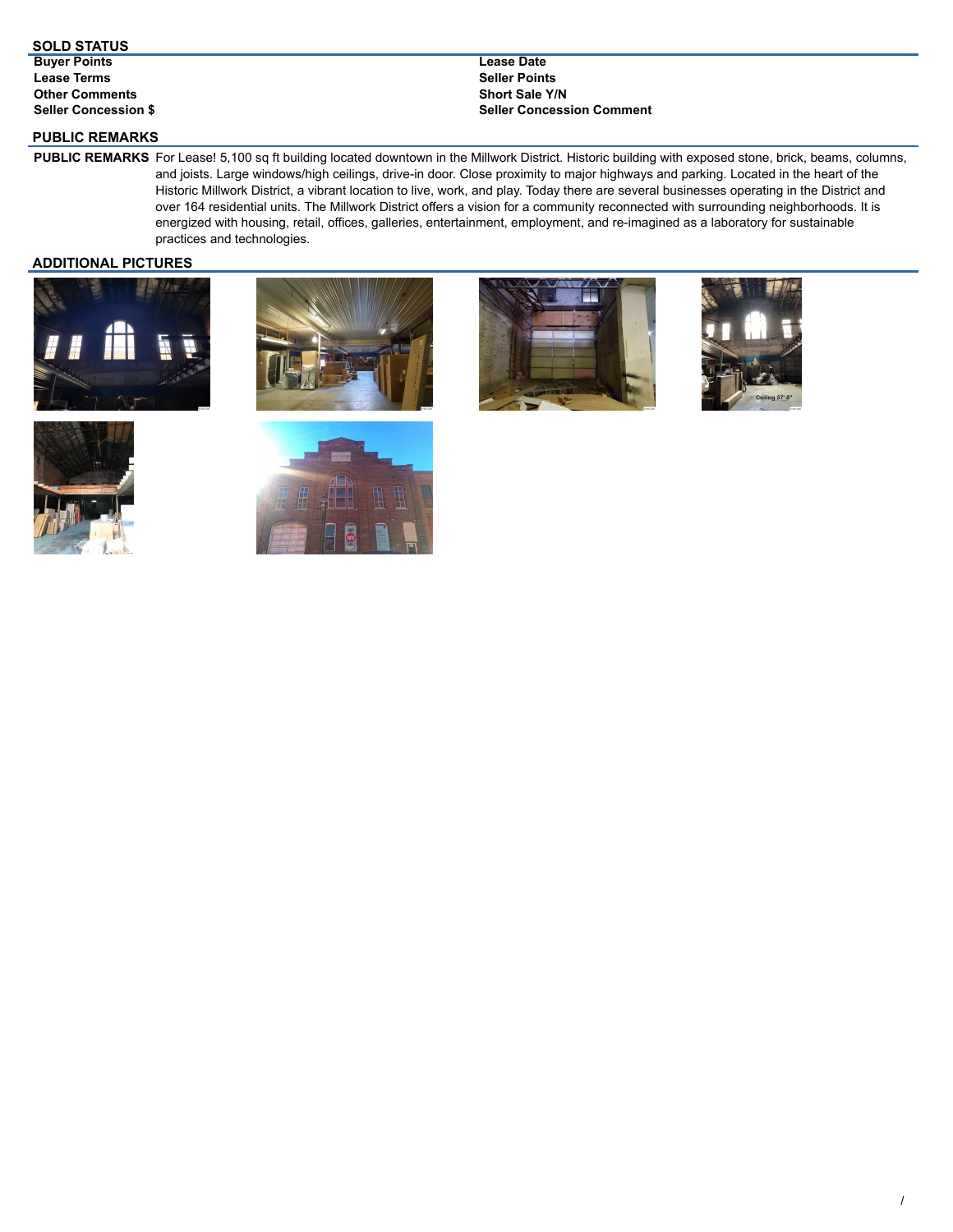## SOLD STATUS

| | |
|---|---|
| **Buyer Points** | **Lease Date** |
| **Lease Terms** | **Seller Points** |
| **Other Comments** | **Short Sale Y/N** |
| **Seller Concession $** | **Seller Concession Comment** |

## PUBLIC REMARKS

**PUBLIC REMARKS** For Lease! 5,100 sq ft building located downtown in the Millwork District. Historic building with exposed stone, brick, beams, columns, and joists. Large windows/high ceilings, drive-in door. Close proximity to major highways and parking. Located in the heart of the Historic Millwork District, a vibrant location to live, work, and play. Today there are several businesses operating in the District and over 164 residential units. The Millwork District offers a vision for a community reconnected with surrounding neighborhoods. It is energized with housing, retail, offices, galleries, entertainment, employment, and re-imagined as a laboratory for sustainable practices and technologies.

## ADDITIONAL PICTURES